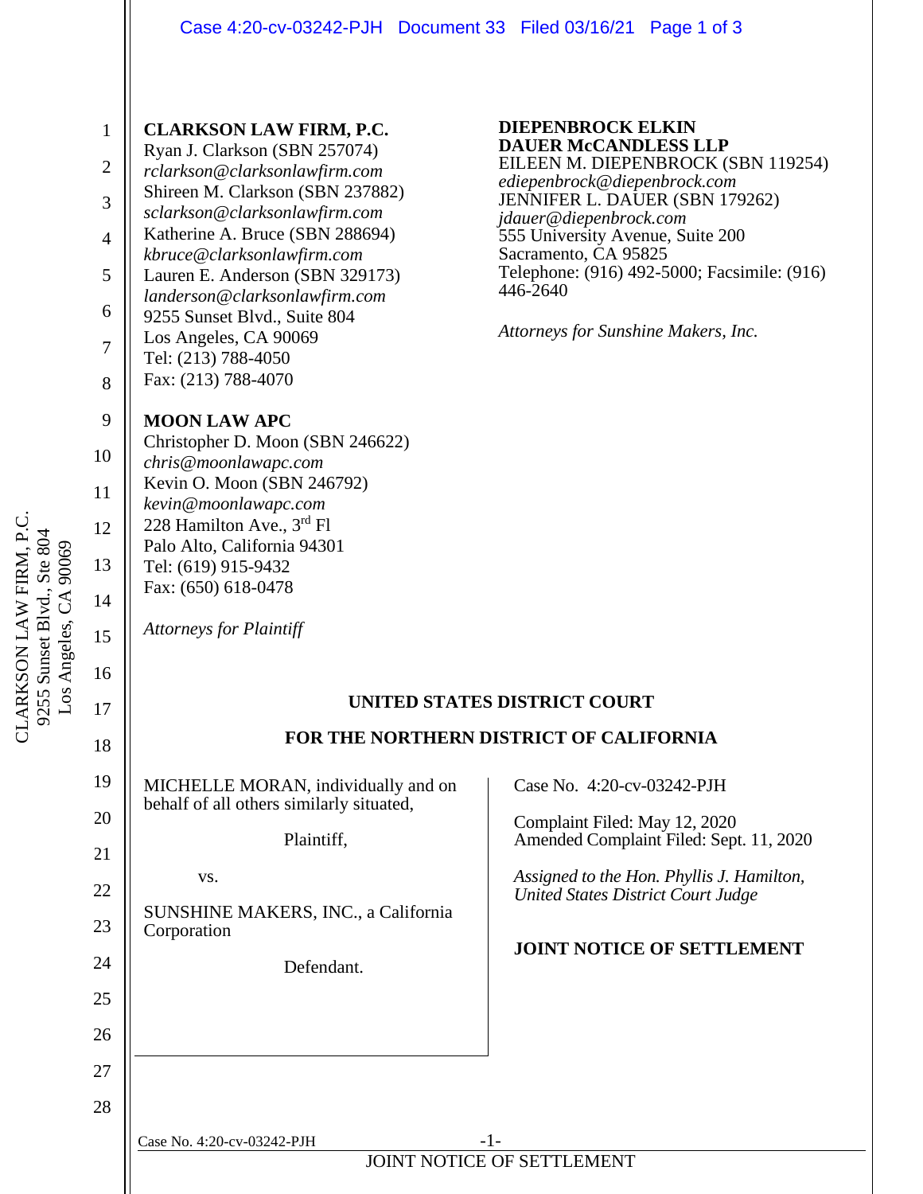**CLARKSON LAW FIRM, P.C.**
Ryan J. Clarkson (SBN 257074)
*rclarkson@clarksonlawfirm.com*
Shireen M. Clarkson (SBN 237882)
*sclarkson@clarksonlawfirm.com*
Katherine A. Bruce (SBN 288694)
*kbruce@clarksonlawfirm.com*
Lauren E. Anderson (SBN 329173)
*landerson@clarksonlawfirm.com*
9255 Sunset Blvd., Suite 804
Los Angeles, CA 90069
Tel: (213) 788-4050
Fax: (213) 788-4070

**MOON LAW APC**
Christopher D. Moon (SBN 246622)
*chris@moonlawapc.com*
Kevin O. Moon (SBN 246792)
*kevin@moonlawapc.com*
228 Hamilton Ave., 3rd Fl
Palo Alto, California 94301
Tel: (619) 915-9432
Fax: (650) 618-0478

*Attorneys for Plaintiff*

**DIEPENBROCK ELKIN DAUER McCANDLESS LLP**
EILEEN M. DIEPENBROCK (SBN 119254)
*ediepenbrock@diepenbrock.com*
JENNIFER L. DAUER (SBN 179262)
*jdauer@diepenbrock.com*
555 University Avenue, Suite 200
Sacramento, CA 95825
Telephone: (916) 492-5000; Facsimile: (916) 446-2640

*Attorneys for Sunshine Makers, Inc.*

**UNITED STATES DISTRICT COURT**

**FOR THE NORTHERN DISTRICT OF CALIFORNIA**

MICHELLE MORAN, individually and on behalf of all others similarly situated,

Plaintiff,

vs.

SUNSHINE MAKERS, INC., a California Corporation

Defendant.

Case No. 4:20-cv-03242-PJH

Complaint Filed: May 12, 2020
Amended Complaint Filed: Sept. 11, 2020

*Assigned to the Hon. Phyllis J. Hamilton, United States District Court Judge*

**JOINT NOTICE OF SETTLEMENT**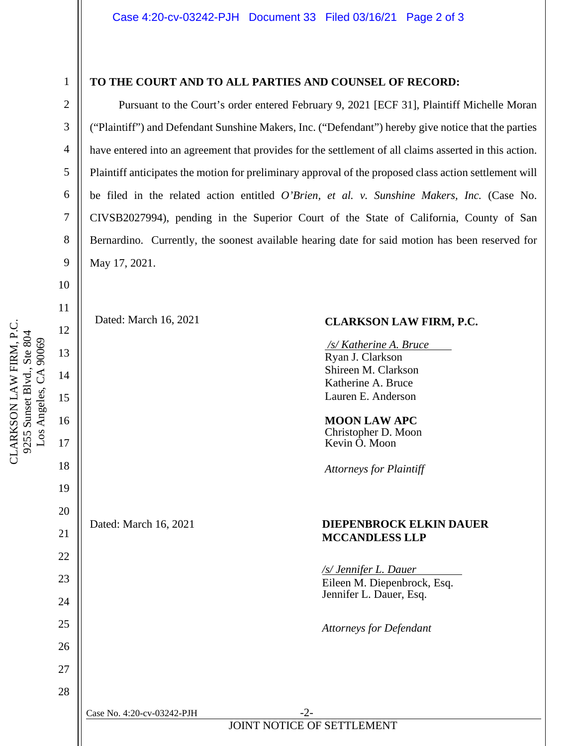**TO THE COURT AND TO ALL PARTIES AND COUNSEL OF RECORD:**

Pursuant to the Court's order entered February 9, 2021 [ECF 31], Plaintiff Michelle Moran ("Plaintiff") and Defendant Sunshine Makers, Inc. ("Defendant") hereby give notice that the parties have entered into an agreement that provides for the settlement of all claims asserted in this action. Plaintiff anticipates the motion for preliminary approval of the proposed class action settlement will be filed in the related action entitled *O'Brien, et al. v. Sunshine Makers, Inc.* (Case No. CIVSB2027994), pending in the Superior Court of the State of California, County of San Bernardino. Currently, the soonest available hearing date for said motion has been reserved for May 17, 2021.

Dated: March 16, 2021

**CLARKSON LAW FIRM, P.C.**

*/s/ Katherine A. Bruce*
Ryan J. Clarkson
Shireen M. Clarkson
Katherine A. Bruce
Lauren E. Anderson

**MOON LAW APC**
Christopher D. Moon
Kevin O. Moon

*Attorneys for Plaintiff*

Dated: March 16, 2021

**DIEPENBROCK ELKIN DAUER MCCANDLESS LLP**

*/s/ Jennifer L. Dauer*
Eileen M. Diepenbrock, Esq.
Jennifer L. Dauer, Esq.

*Attorneys for Defendant*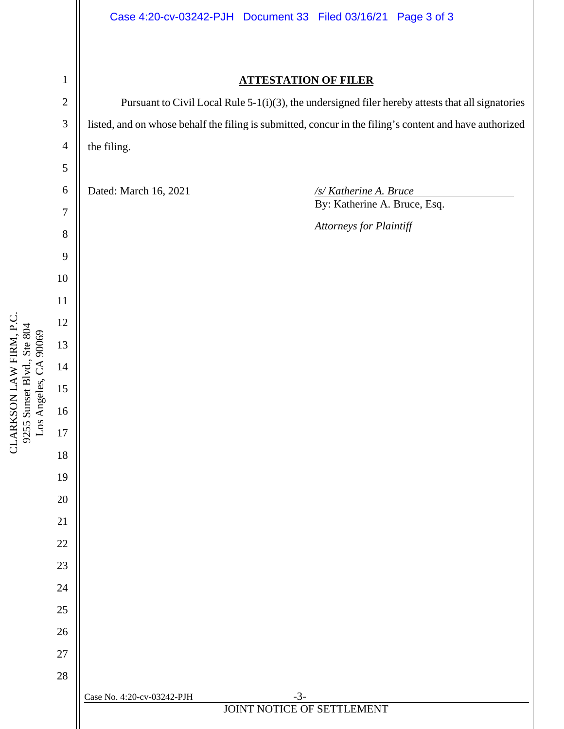## ATTESTATION OF FILER

Pursuant to Civil Local Rule 5-1(i)(3), the undersigned filer hereby attests that all signatories listed, and on whose behalf the filing is submitted, concur in the filing's content and have authorized the filing.

Dated: March 16, 2021

*/s/ Katherine A. Bruce*
By: Katherine A. Bruce, Esq.

*Attorneys for Plaintiff*